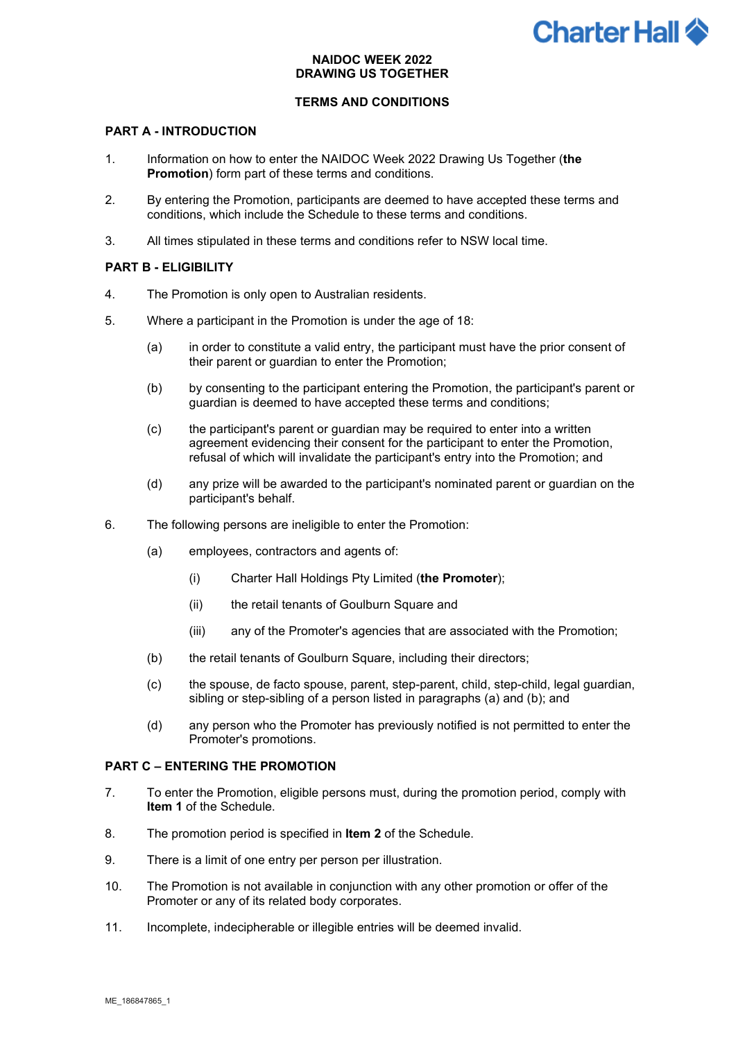# NAIDOC WEEK 2022
# DRAWING US TOGETHER

## TERMS AND CONDITIONS

### PART A - INTRODUCTION

1. Information on how to enter the NAIDOC Week 2022 Drawing Us Together (**the Promotion**) form part of these terms and conditions.

2. By entering the Promotion, participants are deemed to have accepted these terms and conditions, which include the Schedule to these terms and conditions.

3. All times stipulated in these terms and conditions refer to NSW local time.

### PART B - ELIGIBILITY

4. The Promotion is only open to Australian residents.

5. Where a participant in the Promotion is under the age of 18:

   (a) in order to constitute a valid entry, the participant must have the prior consent of their parent or guardian to enter the Promotion;

   (b) by consenting to the participant entering the Promotion, the participant's parent or guardian is deemed to have accepted these terms and conditions;

   (c) the participant's parent or guardian may be required to enter into a written agreement evidencing their consent for the participant to enter the Promotion, refusal of which will invalidate the participant's entry into the Promotion; and

   (d) any prize will be awarded to the participant's nominated parent or guardian on the participant's behalf.

6. The following persons are ineligible to enter the Promotion:

   (a) employees, contractors and agents of:

      (i) Charter Hall Holdings Pty Limited (**the Promoter**);

      (ii) the retail tenants of Goulburn Square and

      (iii) any of the Promoter's agencies that are associated with the Promotion;

   (b) the retail tenants of Goulburn Square, including their directors;

   (c) the spouse, de facto spouse, parent, step-parent, child, step-child, legal guardian, sibling or step-sibling of a person listed in paragraphs (a) and (b); and

   (d) any person who the Promoter has previously notified is not permitted to enter the Promoter's promotions.

### PART C – ENTERING THE PROMOTION

7. To enter the Promotion, eligible persons must, during the promotion period, comply with **Item 1** of the Schedule.

8. The promotion period is specified in **Item 2** of the Schedule.

9. There is a limit of one entry per person per illustration.

10. The Promotion is not available in conjunction with any other promotion or offer of the Promoter or any of its related body corporates.

11. Incomplete, indecipherable or illegible entries will be deemed invalid.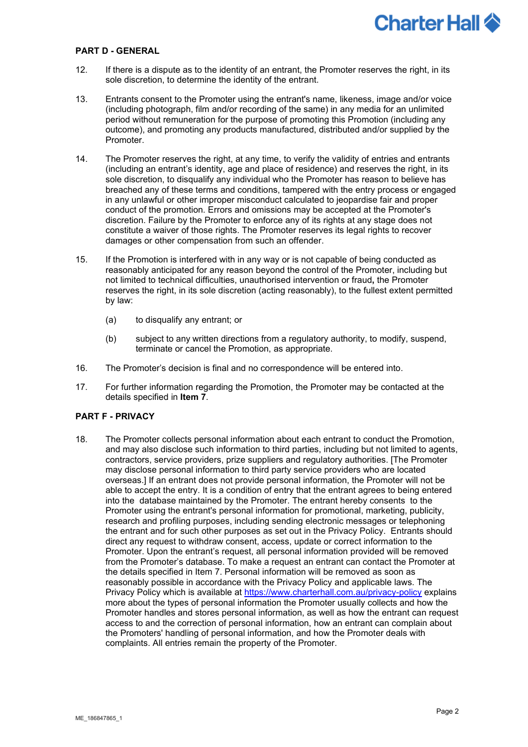## PART D - GENERAL

12. If there is a dispute as to the identity of an entrant, the Promoter reserves the right, in its sole discretion, to determine the identity of the entrant.

13. Entrants consent to the Promoter using the entrant's name, likeness, image and/or voice (including photograph, film and/or recording of the same) in any media for an unlimited period without remuneration for the purpose of promoting this Promotion (including any outcome), and promoting any products manufactured, distributed and/or supplied by the Promoter.

14. The Promoter reserves the right, at any time, to verify the validity of entries and entrants (including an entrant's identity, age and place of residence) and reserves the right, in its sole discretion, to disqualify any individual who the Promoter has reason to believe has breached any of these terms and conditions, tampered with the entry process or engaged in any unlawful or other improper misconduct calculated to jeopardise fair and proper conduct of the promotion. Errors and omissions may be accepted at the Promoter's discretion. Failure by the Promoter to enforce any of its rights at any stage does not constitute a waiver of those rights. The Promoter reserves its legal rights to recover damages or other compensation from such an offender.

15. If the Promotion is interfered with in any way or is not capable of being conducted as reasonably anticipated for any reason beyond the control of the Promoter, including but not limited to technical difficulties, unauthorised intervention or fraud**,** the Promoter reserves the right, in its sole discretion (acting reasonably), to the fullest extent permitted by law:

    (a) to disqualify any entrant; or

    (b) subject to any written directions from a regulatory authority, to modify, suspend, terminate or cancel the Promotion, as appropriate.

16. The Promoter's decision is final and no correspondence will be entered into.

17. For further information regarding the Promotion, the Promoter may be contacted at the details specified in **Item 7**.

## PART F - PRIVACY

18. The Promoter collects personal information about each entrant to conduct the Promotion, and may also disclose such information to third parties, including but not limited to agents, contractors, service providers, prize suppliers and regulatory authorities. [The Promoter may disclose personal information to third party service providers who are located overseas.] If an entrant does not provide personal information, the Promoter will not be able to accept the entry. It is a condition of entry that the entrant agrees to being entered into the database maintained by the Promoter. The entrant hereby consents to the Promoter using the entrant's personal information for promotional, marketing, publicity, research and profiling purposes, including sending electronic messages or telephoning the entrant and for such other purposes as set out in the Privacy Policy. Entrants should direct any request to withdraw consent, access, update or correct information to the Promoter. Upon the entrant's request, all personal information provided will be removed from the Promoter's database. To make a request an entrant can contact the Promoter at the details specified in Item 7. Personal information will be removed as soon as reasonably possible in accordance with the Privacy Policy and applicable laws. The Privacy Policy which is available at https://www.charterhall.com.au/privacy-policy explains more about the types of personal information the Promoter usually collects and how the Promoter handles and stores personal information, as well as how the entrant can request access to and the correction of personal information, how an entrant can complain about the Promoters' handling of personal information, and how the Promoter deals with complaints. All entries remain the property of the Promoter.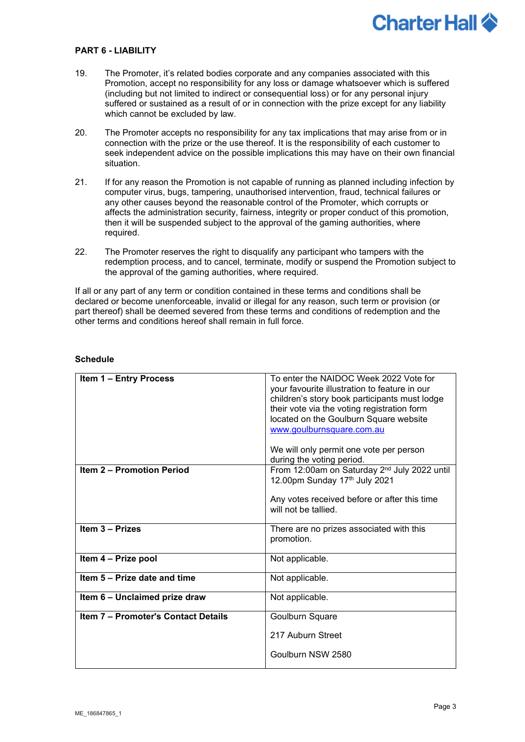**PART 6 - LIABILITY**

19. The Promoter, it's related bodies corporate and any companies associated with this Promotion, accept no responsibility for any loss or damage whatsoever which is suffered (including but not limited to indirect or consequential loss) or for any personal injury suffered or sustained as a result of or in connection with the prize except for any liability which cannot be excluded by law.

20. The Promoter accepts no responsibility for any tax implications that may arise from or in connection with the prize or the use thereof. It is the responsibility of each customer to seek independent advice on the possible implications this may have on their own financial situation.

21. If for any reason the Promotion is not capable of running as planned including infection by computer virus, bugs, tampering, unauthorised intervention, fraud, technical failures or any other causes beyond the reasonable control of the Promoter, which corrupts or affects the administration security, fairness, integrity or proper conduct of this promotion, then it will be suspended subject to the approval of the gaming authorities, where required.

22. The Promoter reserves the right to disqualify any participant who tampers with the redemption process, and to cancel, terminate, modify or suspend the Promotion subject to the approval of the gaming authorities, where required.

If all or any part of any term or condition contained in these terms and conditions shall be declared or become unenforceable, invalid or illegal for any reason, such term or provision (or part thereof) shall be deemed severed from these terms and conditions of redemption and the other terms and conditions hereof shall remain in full force.

**Schedule**

| | |
|---|---|
| **Item 1 – Entry Process** | To enter the NAIDOC Week 2022 Vote for your favourite illustration to feature in our children's story book participants must lodge their vote via the voting registration form located on the Goulburn Square website www.goulburnsquare.com.au<br><br>We will only permit one vote per person during the voting period. |
| **Item 2 – Promotion Period** | From 12:00am on Saturday 2nd July 2022 until 12.00pm Sunday 17th July 2021<br><br>Any votes received before or after this time will not be tallied. |
| **Item 3 – Prizes** | There are no prizes associated with this promotion. |
| **Item 4 – Prize pool** | Not applicable. |
| **Item 5 – Prize date and time** | Not applicable. |
| **Item 6 – Unclaimed prize draw** | Not applicable. |
| **Item 7 – Promoter's Contact Details** | Goulburn Square<br><br>217 Auburn Street<br><br>Goulburn NSW 2580 |

ME_186847865_1